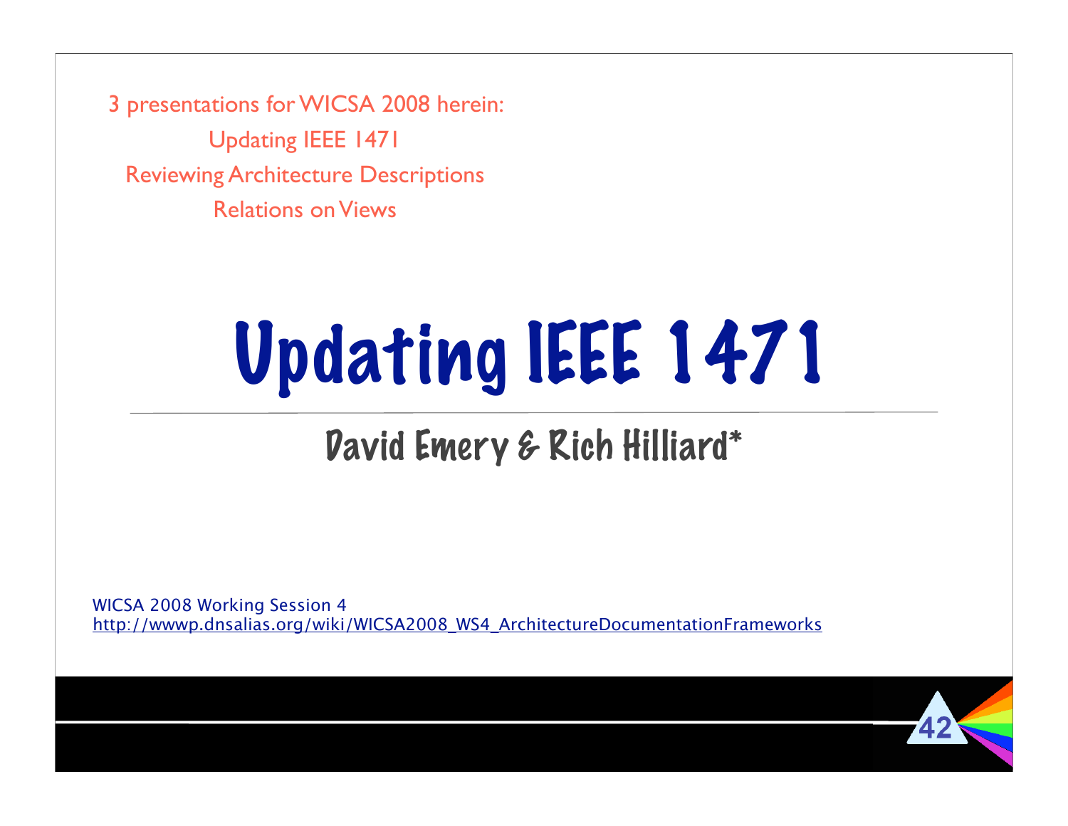3 presentations for WICSA 2008 herein:

Updating IEEE 1471

Reviewing Architecture Descriptions

Relations on Views

# Updating IEEE 1471

## David Emery & Rich Hilliard*

WICSA 2008 Working Session 4
http://wwwp.dnsalias.org/wiki/WICSA2008_WS4_ArchitectureDocumentationFrameworks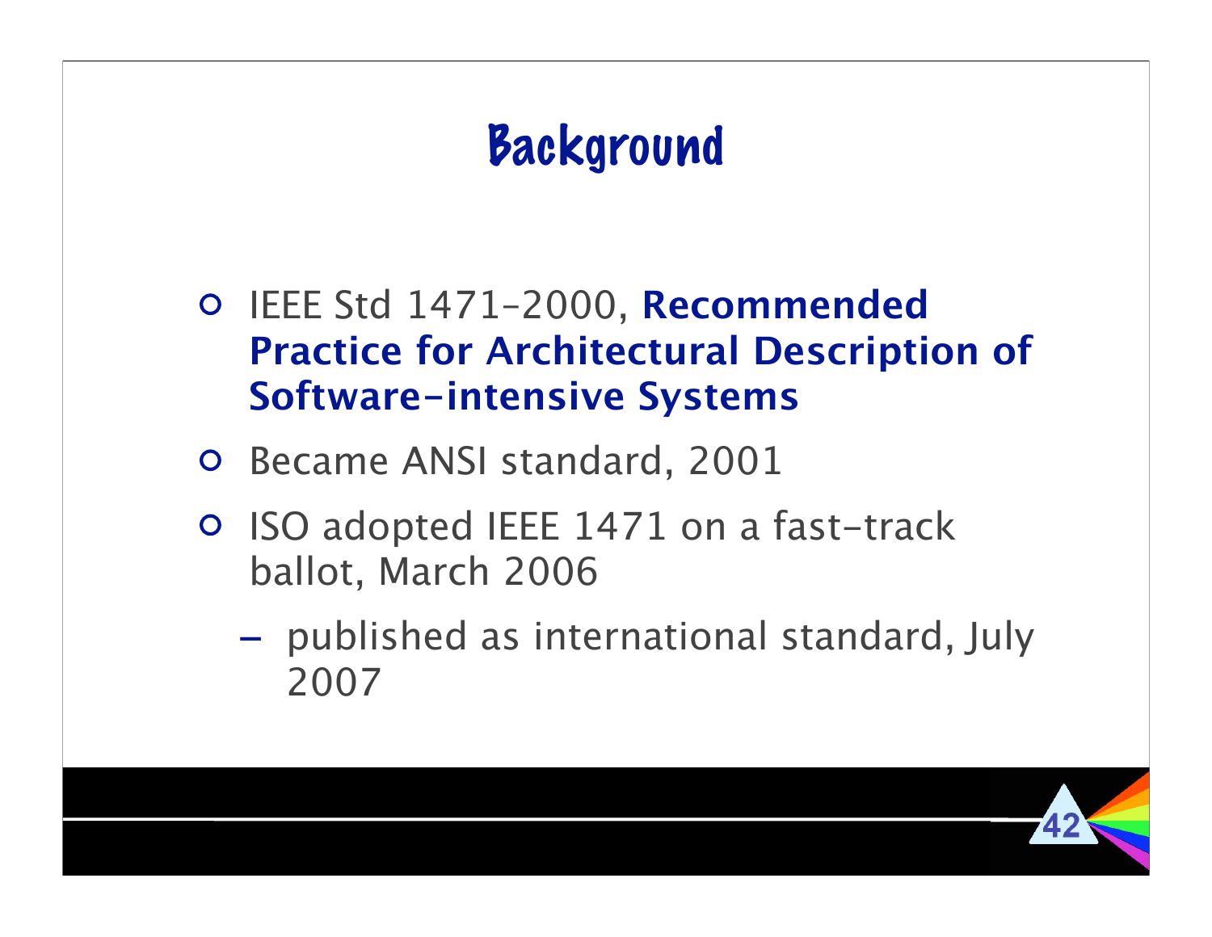# Background

- IEEE Std 1471-2000, **Recommended Practice for Architectural Description of Software-intensive Systems**
- Became ANSI standard, 2001
- ISO adopted IEEE 1471 on a fast-track ballot, March 2006
  - published as international standard, July 2007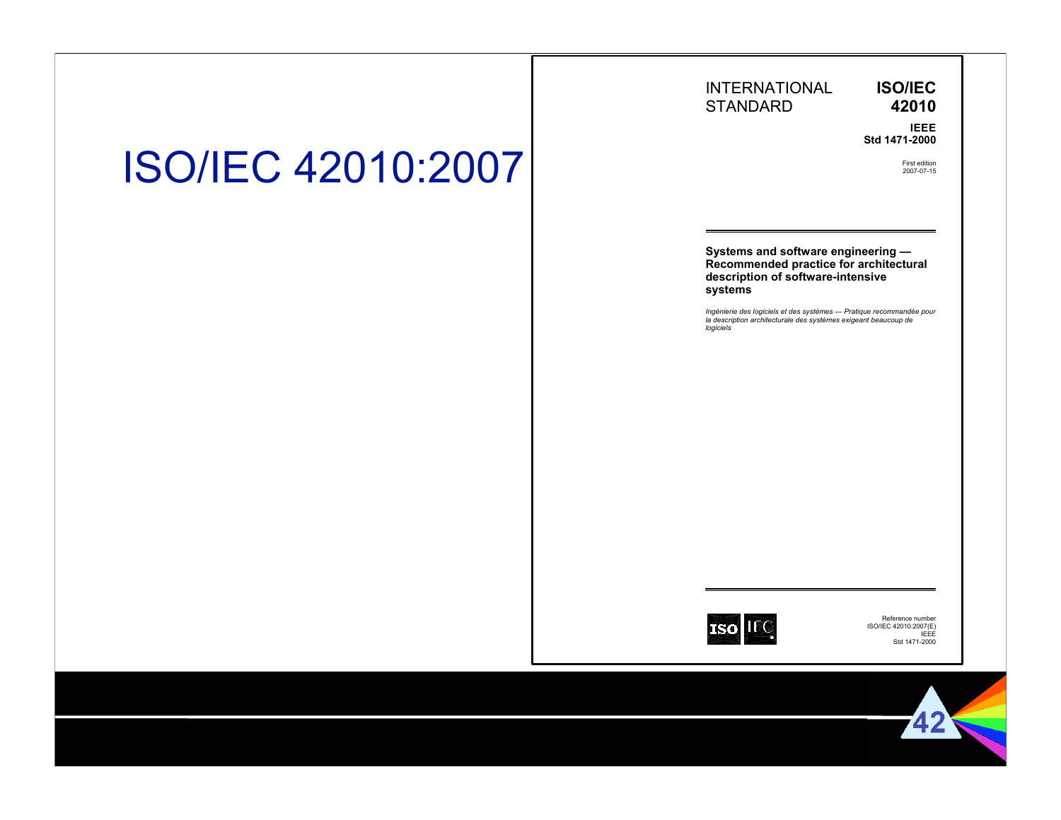# ISO/IEC 42010:2007

INTERNATIONAL STANDARD

**ISO/IEC 42010**

**IEEE Std 1471-2000**

First edition
2007-07-15

**Systems and software engineering — Recommended practice for architectural description of software-intensive systems**

*Ingénierie des logiciels et des systèmes — Pratique recommandée pour la description architecturale des systèmes exigeant beaucoup de logiciels*

Reference number
ISO/IEC 42010:2007(E)
IEEE
Std 1471-2000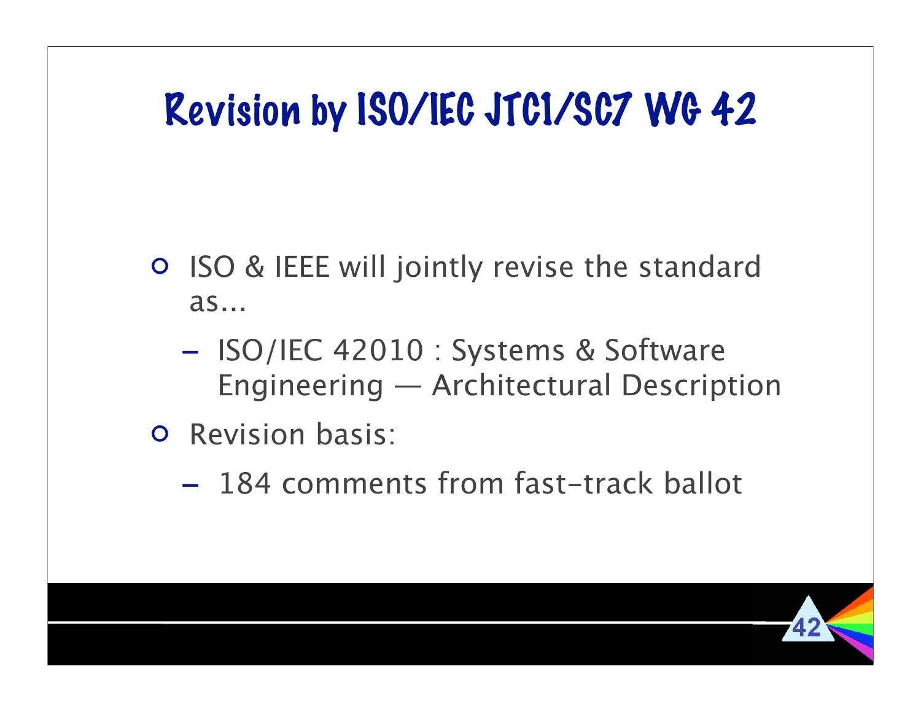# Revision by ISO/IEC JTC1/SC7 WG 42

- ISO & IEEE will jointly revise the standard as...
  - ISO/IEC 42010 : Systems & Software Engineering — Architectural Description
- Revision basis:
  - 184 comments from fast-track ballot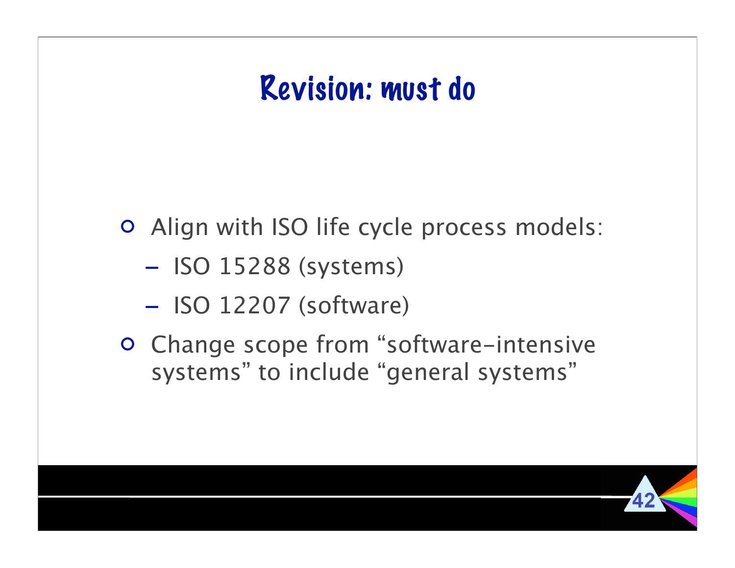# Revision: must do

- Align with ISO life cycle process models:
  - ISO 15288 (systems)
  - ISO 12207 (software)
- Change scope from "software-intensive systems" to include "general systems"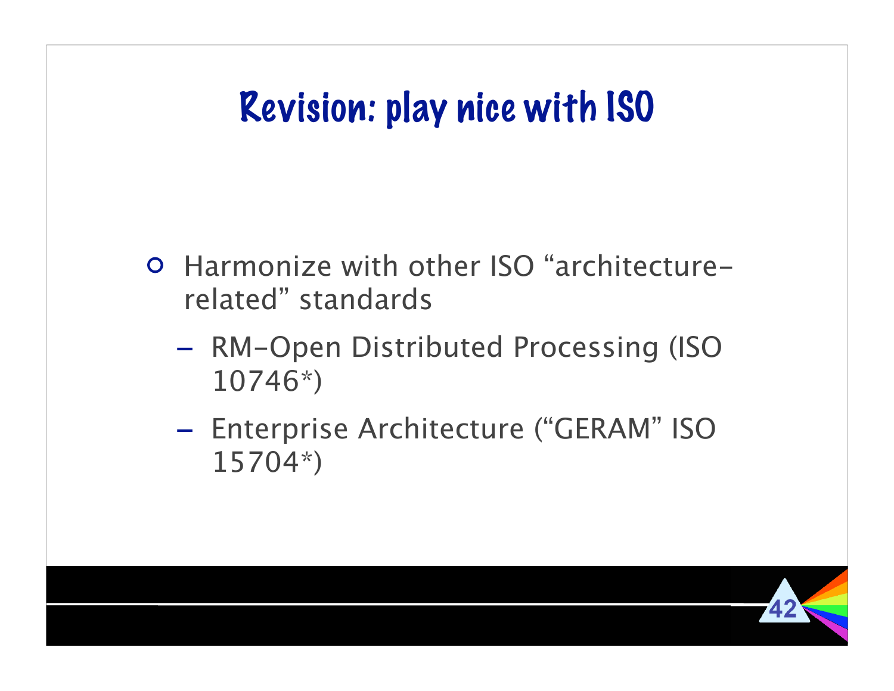# Revision: play nice with ISO

- Harmonize with other ISO "architecture-related" standards
  - RM-Open Distributed Processing (ISO 10746*)
  - Enterprise Architecture ("GERAM" ISO 15704*)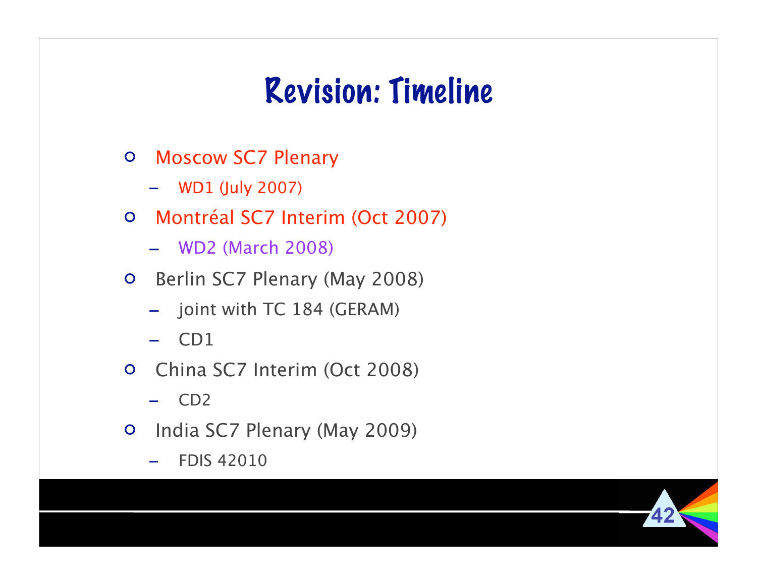# Revision: Timeline

- Moscow SC7 Plenary
  - WD1 (July 2007)
- Montréal SC7 Interim (Oct 2007)
  - WD2 (March 2008)
- Berlin SC7 Plenary (May 2008)
  - joint with TC 184 (GERAM)
  - CD1
- China SC7 Interim (Oct 2008)
  - CD2
- India SC7 Plenary (May 2009)
  - FDIS 42010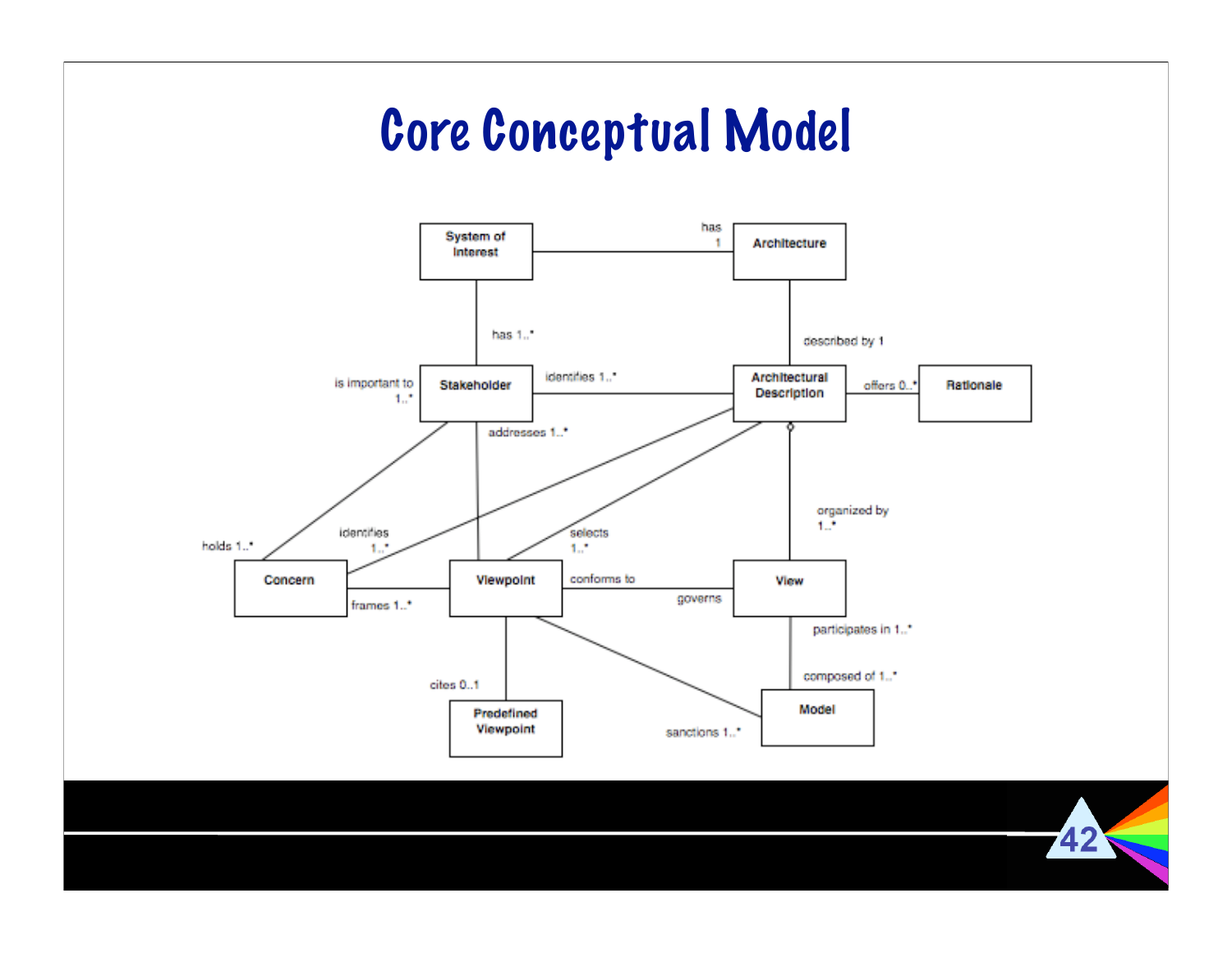# Core Conceptual Model

System of Interest

Architecture

has 1

has 1..*

described by 1

Stakeholder

identifies 1..*

Architectural Description

offers 0..*

Rationale

is important to 1..*

addresses 1..*

holds 1..*

identifies 1..*

selects 1..*

organized by 1..*

Concern

Viewpoint

conforms to

governs

View

frames 1..*

participates in 1..*

composed of 1..*

cites 0..1

Predefined Viewpoint

sanctions 1..*

Model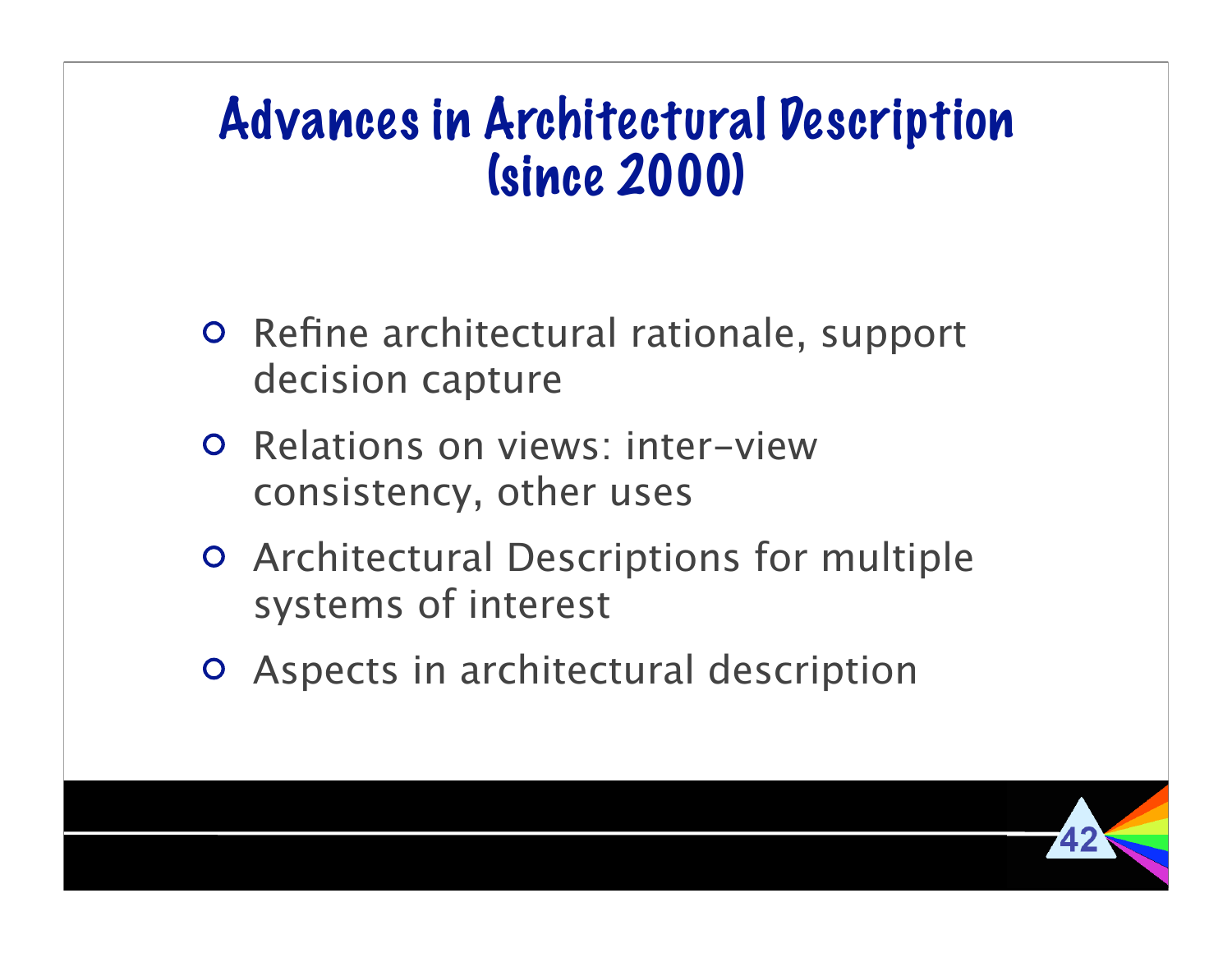# Advances in Architectural Description (since 2000)

- Refine architectural rationale, support decision capture
- Relations on views: inter-view consistency, other uses
- Architectural Descriptions for multiple systems of interest
- Aspects in architectural description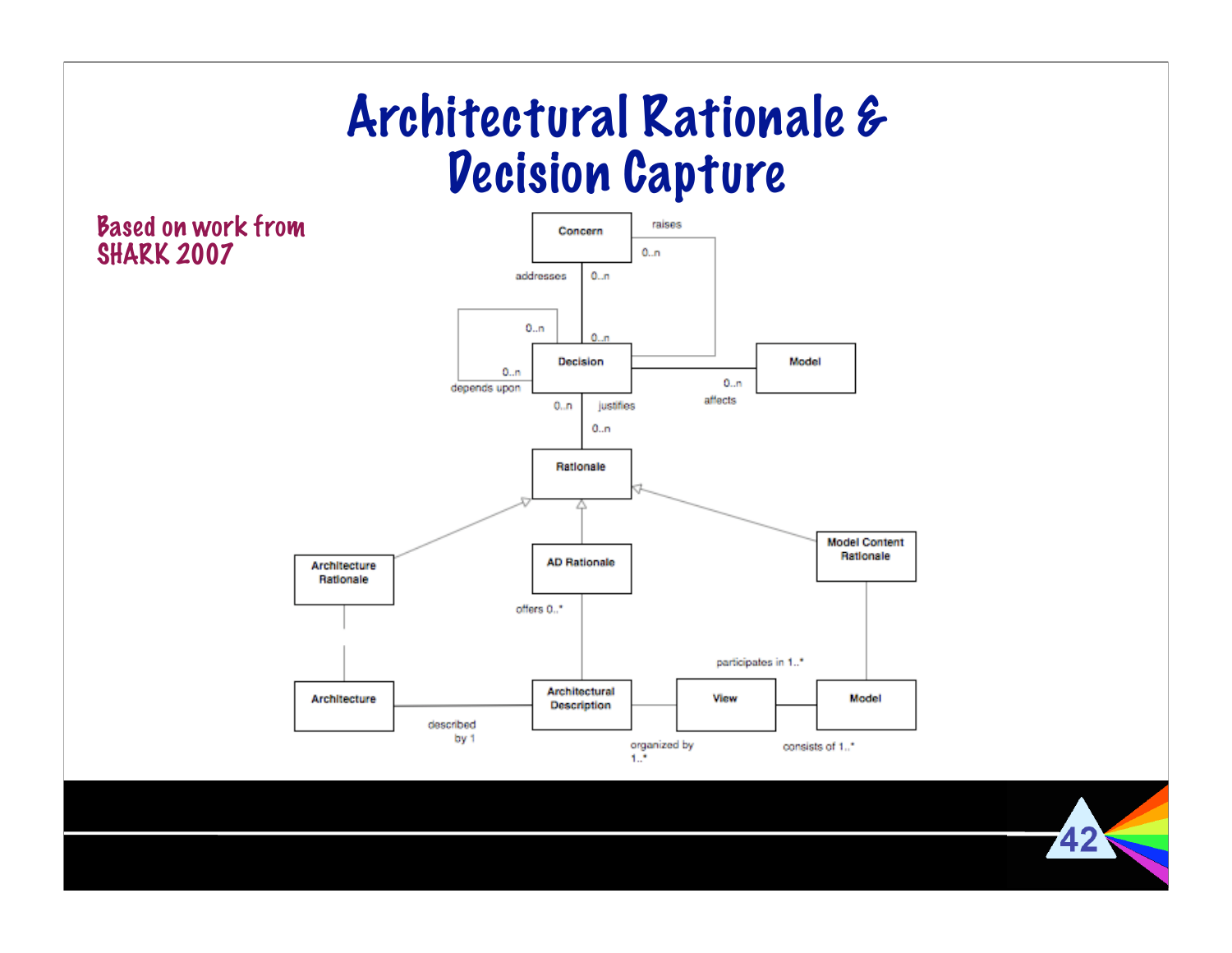# Architectural Rationale & Decision Capture

Based on work from SHARK 2007

Concern

raises

0..n

addresses

0..n

0..n

0..n

Decision

Model

0..n

depends upon

0..n

affects

0..n

justifies

0..n

Rationale

Architecture Rationale

AD Rationale

Model Content Rationale

offers 0..*

participates in 1..*

Architecture

Architectural Description

View

Model

described by 1

organized by 1..*

consists of 1..*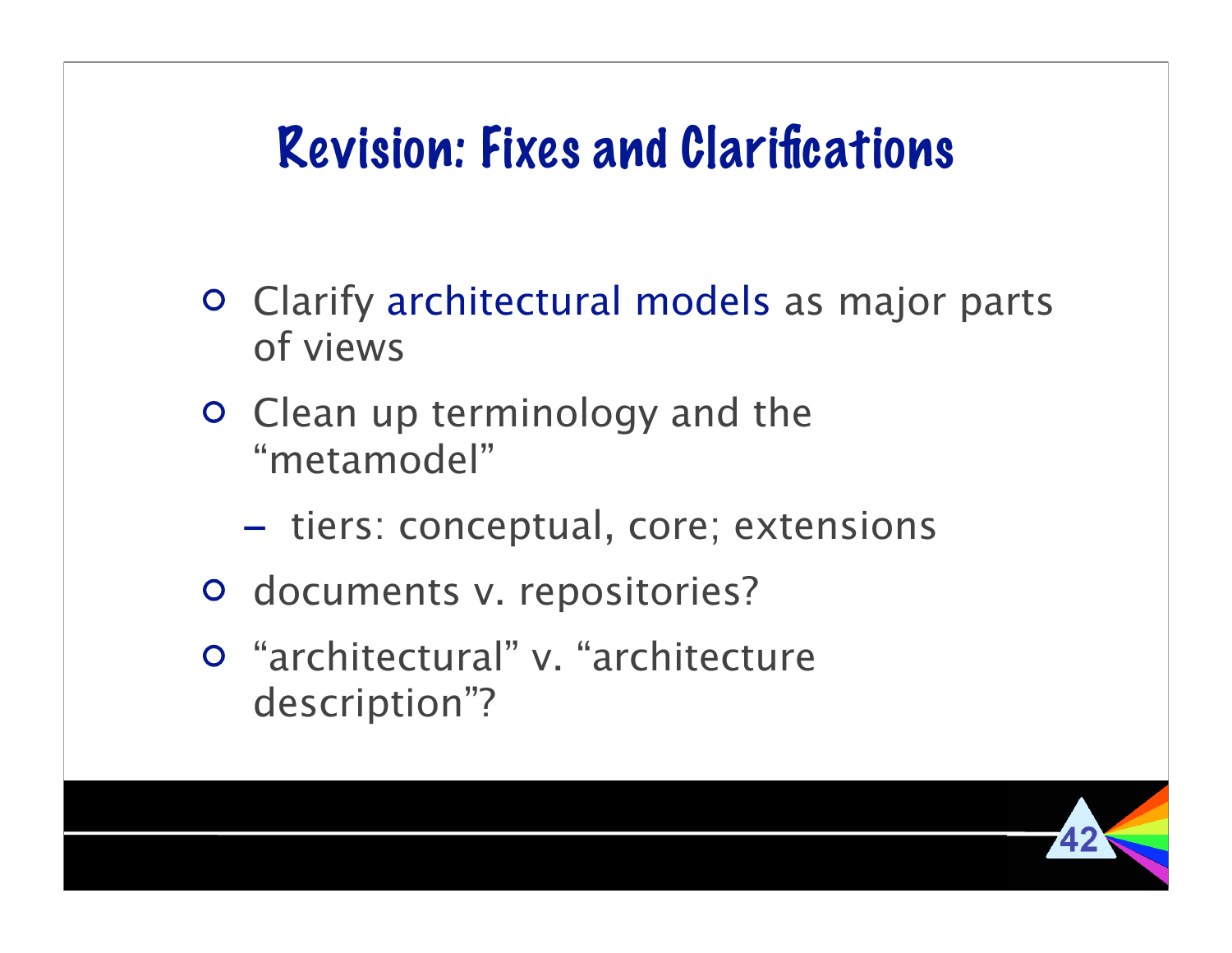# Revision: Fixes and Clarifications

- Clarify architectural models as major parts of views
- Clean up terminology and the "metamodel"
  - tiers: conceptual, core; extensions
- documents v. repositories?
- "architectural" v. "architecture description"?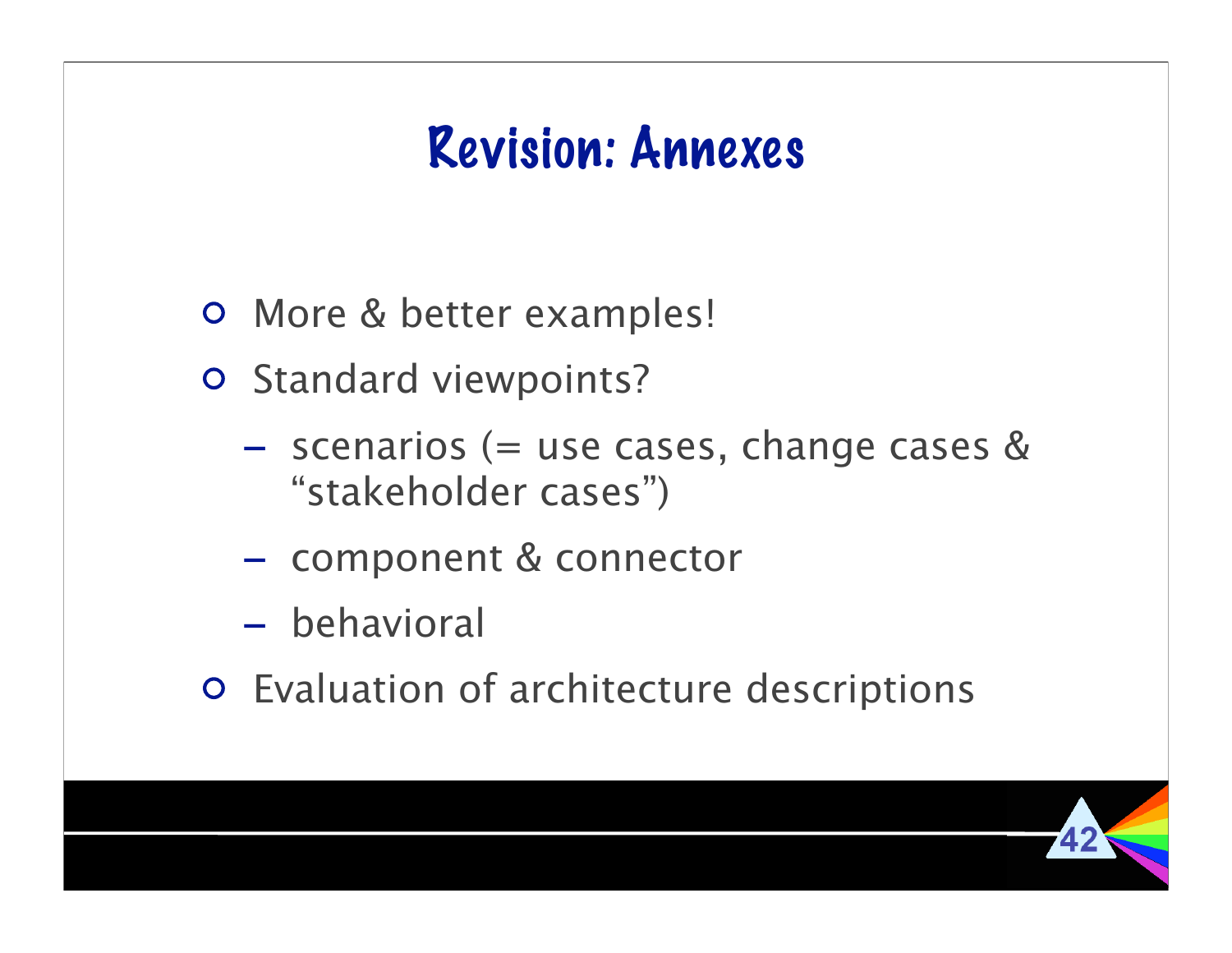# Revision: Annexes

- More & better examples!
- Standard viewpoints?
  - scenarios (= use cases, change cases & "stakeholder cases")
  - component & connector
  - behavioral
- Evaluation of architecture descriptions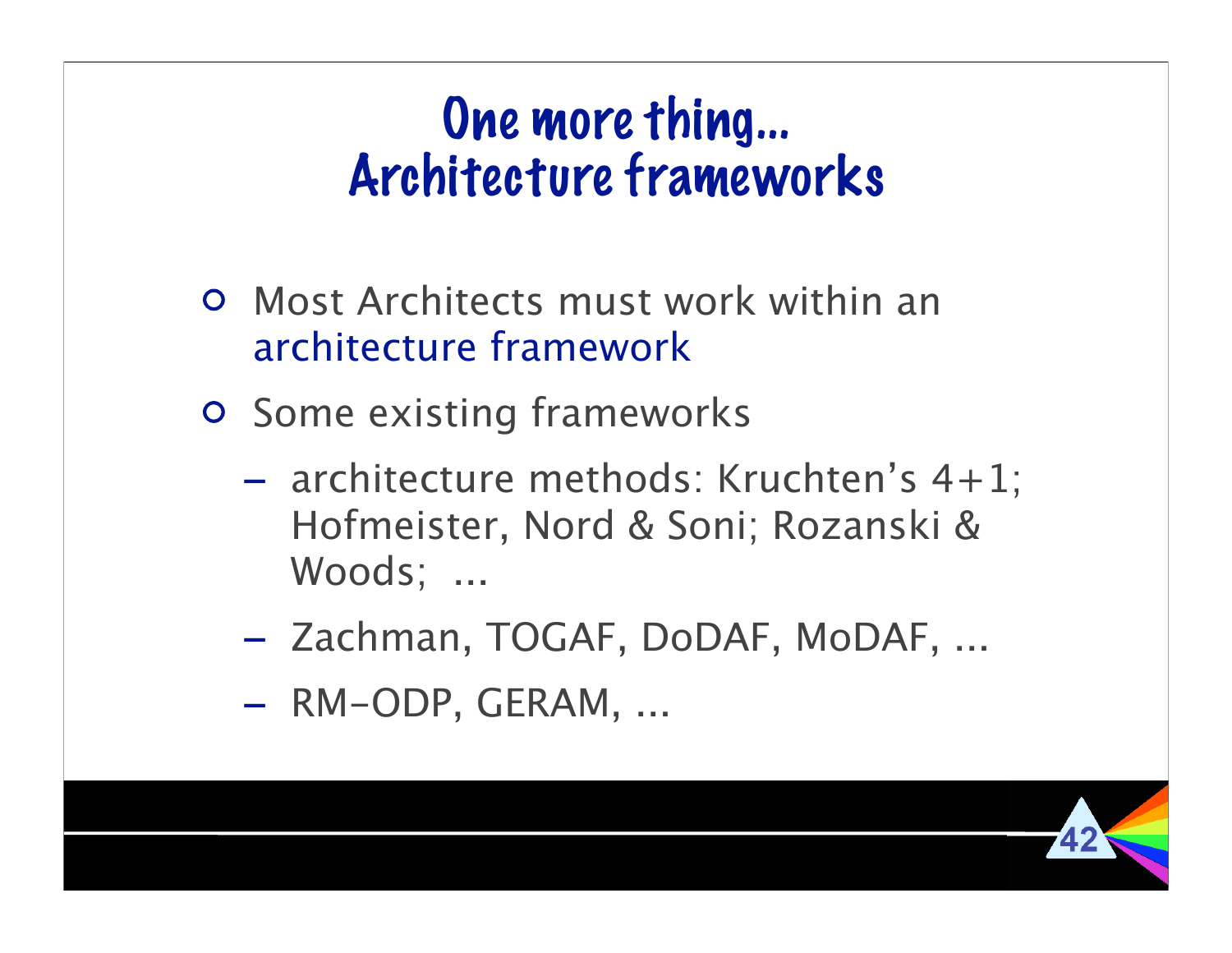# One more thing... Architecture frameworks

- Most Architects must work within an architecture framework
- Some existing frameworks
  - architecture methods: Kruchten's 4+1; Hofmeister, Nord & Soni; Rozanski & Woods; ...
  - Zachman, TOGAF, DoDAF, MoDAF, ...
  - RM-ODP, GERAM, ...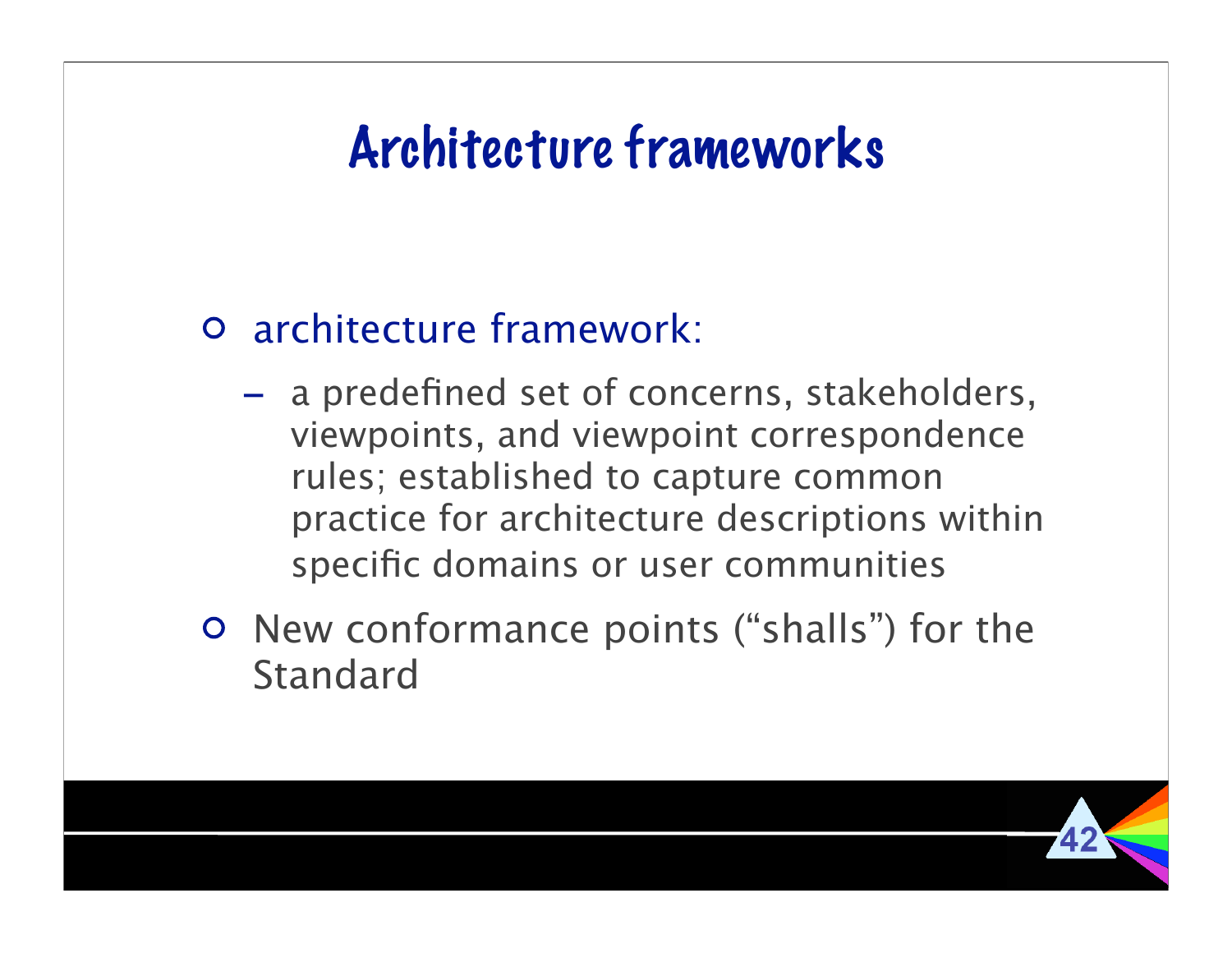# Architecture frameworks

- architecture framework:
  - a predefined set of concerns, stakeholders, viewpoints, and viewpoint correspondence rules; established to capture common practice for architecture descriptions within specific domains or user communities
- New conformance points ("shalls") for the Standard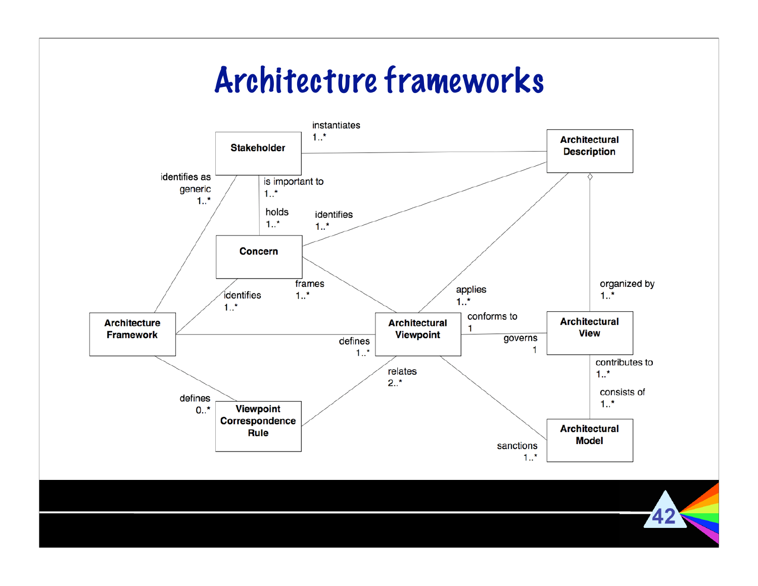# Architecture frameworks

Stakeholder

Architectural Description

instantiates
1..*

identifies as generic
1..*

is important to
1..*

holds
1..*

identifies
1..*

Concern

frames
1..*

identifies
1..*

applies
1..*

organized by
1..*

Architecture Framework

Architectural Viewpoint

conforms to
1

governs
1

Architectural View

defines
1..*

relates
2..*

contributes to
1..*

consists of
1..*

defines
0..*

Viewpoint Correspondence Rule

Architectural Model

sanctions
1..*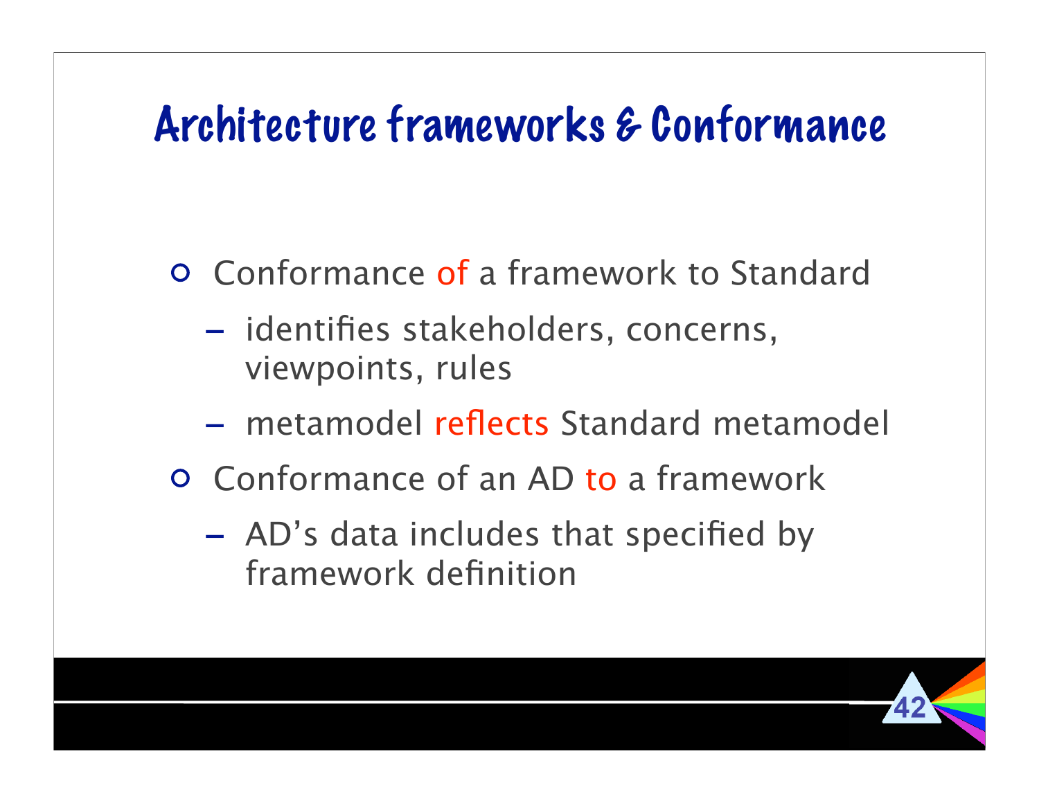# Architecture frameworks & Conformance

- Conformance of a framework to Standard
  - identifies stakeholders, concerns, viewpoints, rules
  - metamodel reflects Standard metamodel
- Conformance of an AD to a framework
  - AD's data includes that specified by framework definition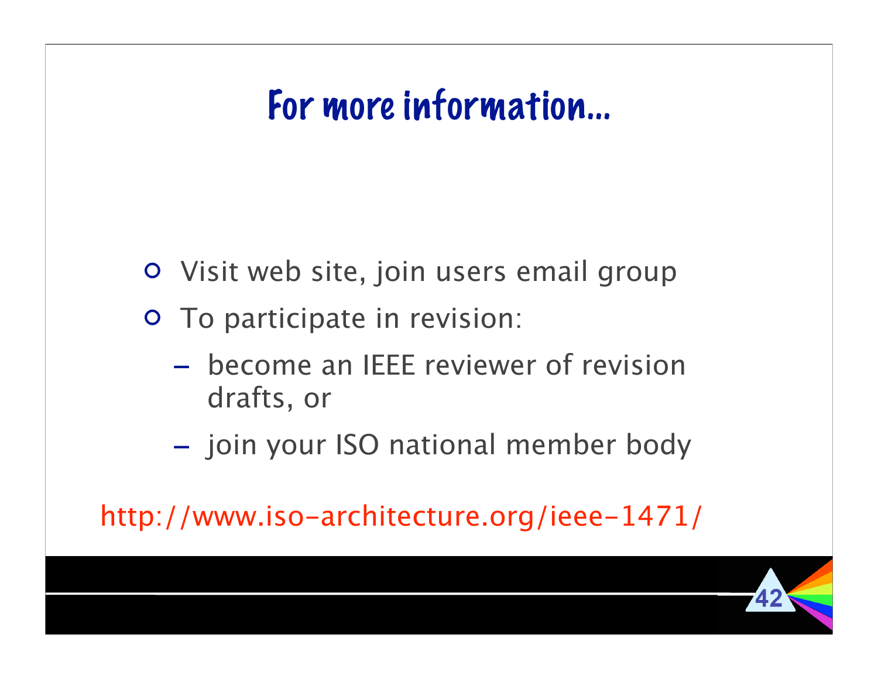# For more information...

- Visit web site, join users email group
- To participate in revision:
  - become an IEEE reviewer of revision drafts, or
  - join your ISO national member body

http://www.iso-architecture.org/ieee-1471/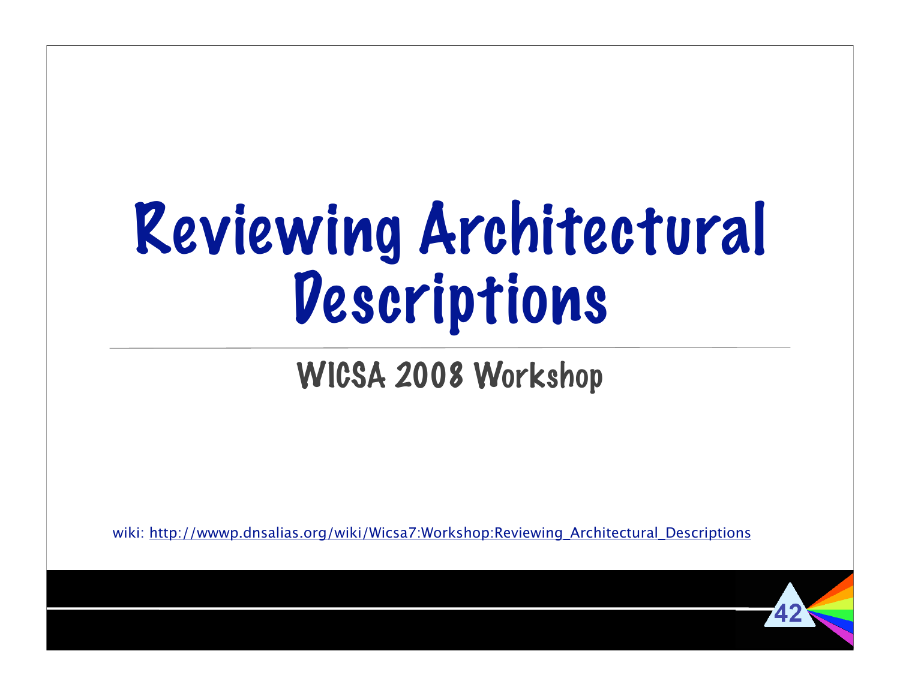# Reviewing Architectural Descriptions

## WICSA 2008 Workshop

wiki: http://wwwp.dnsalias.org/wiki/Wicsa7:Workshop:Reviewing_Architectural_Descriptions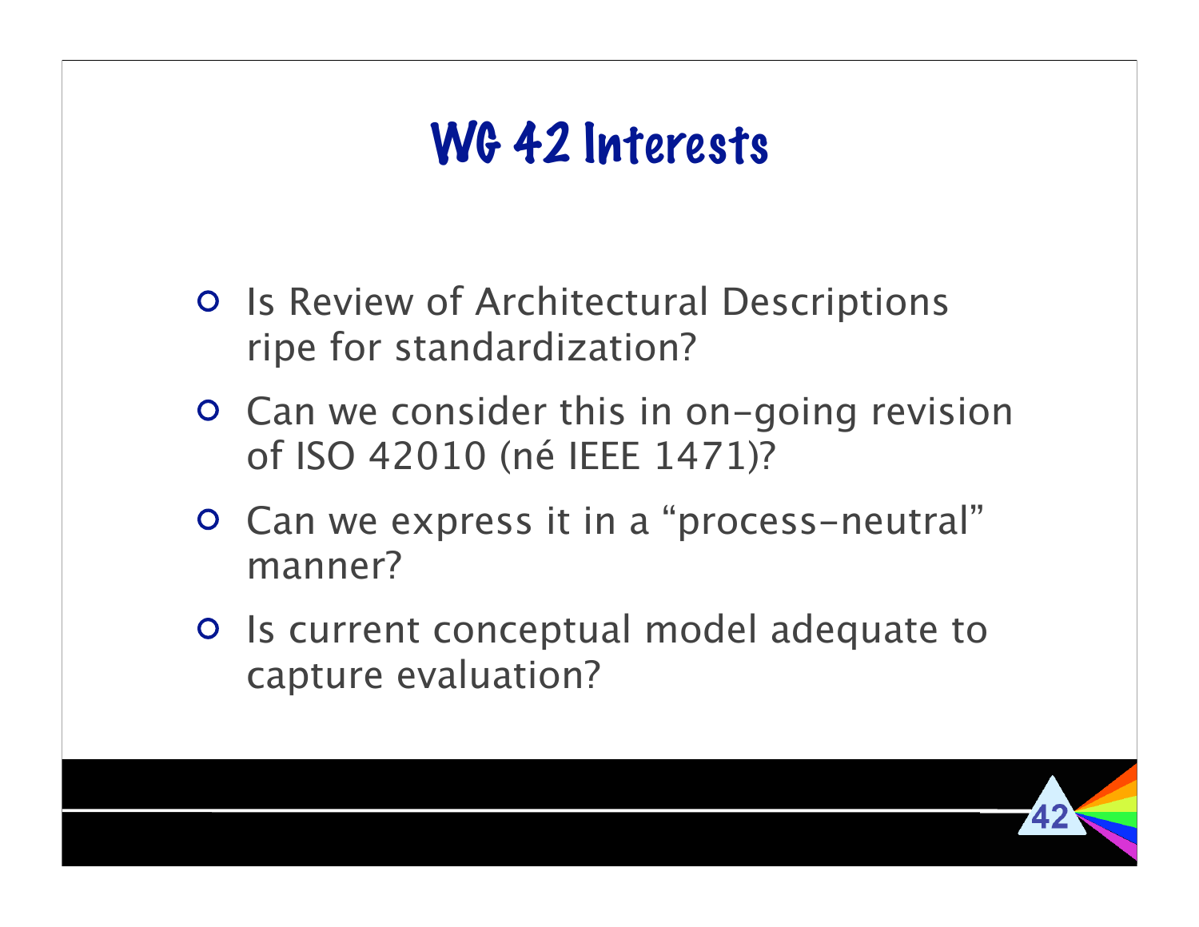# WG 42 Interests

- Is Review of Architectural Descriptions ripe for standardization?
- Can we consider this in on-going revision of ISO 42010 (né IEEE 1471)?
- Can we express it in a “process-neutral” manner?
- Is current conceptual model adequate to capture evaluation?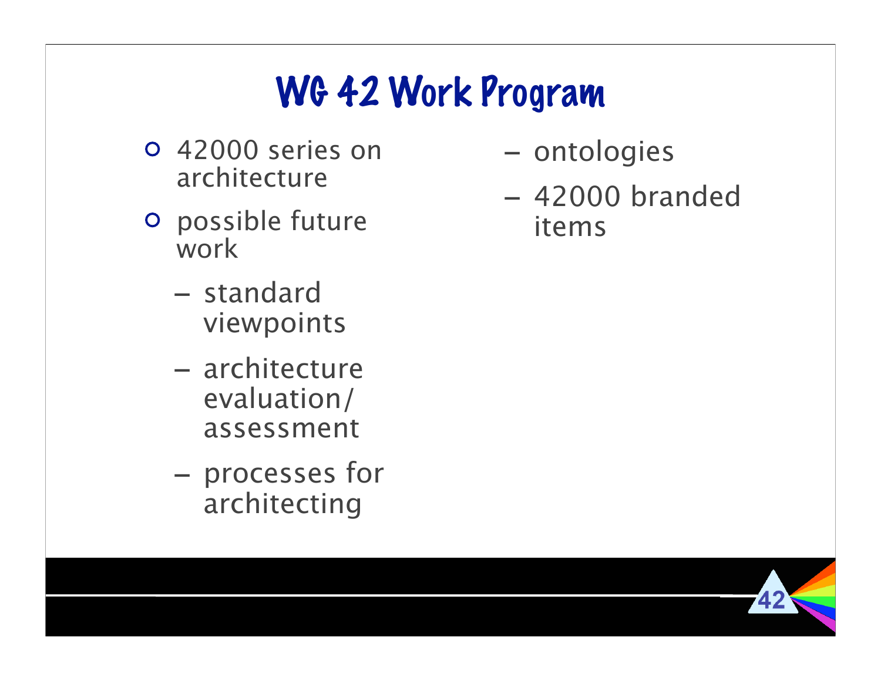# WG 42 Work Program

- 42000 series on architecture
- possible future work
  - standard viewpoints
  - architecture evaluation/ assessment
  - processes for architecting
  - ontologies
  - 42000 branded items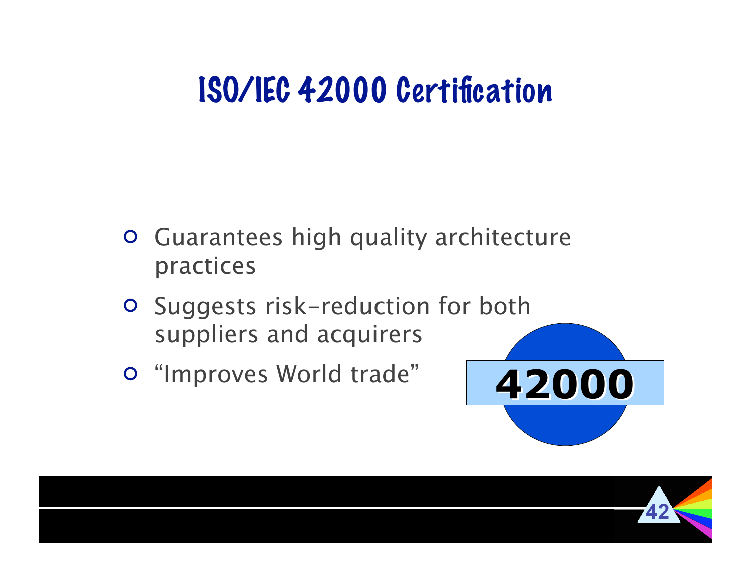# ISO/IEC 42000 Certification

- Guarantees high quality architecture practices
- Suggests risk-reduction for both suppliers and acquirers
- “Improves World trade”

42000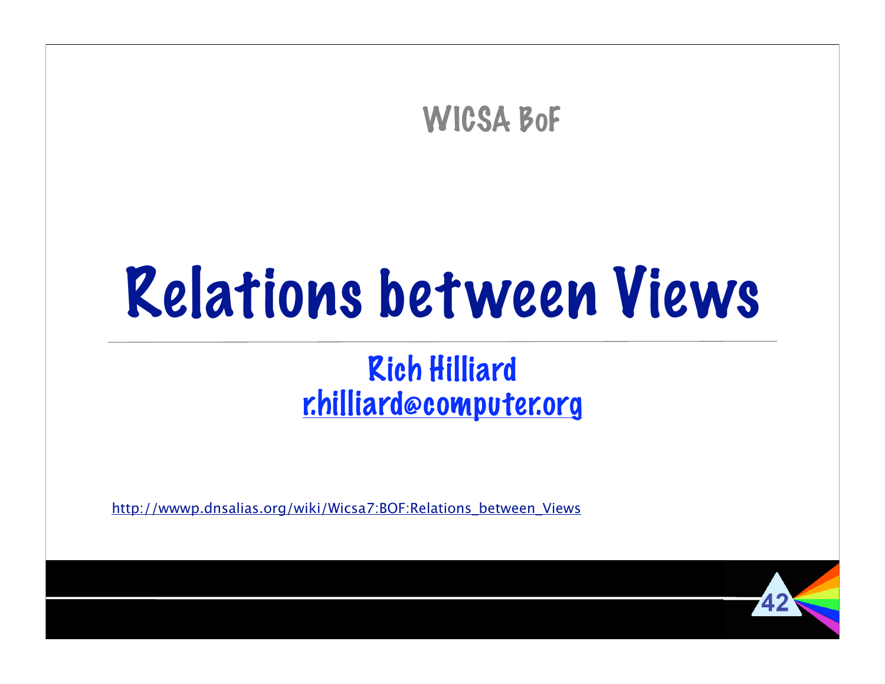WICSA BoF

# Relations between Views

Rich Hilliard
r.hilliard@computer.org

http://wwwp.dnsalias.org/wiki/Wicsa7:BOF:Relations_between_Views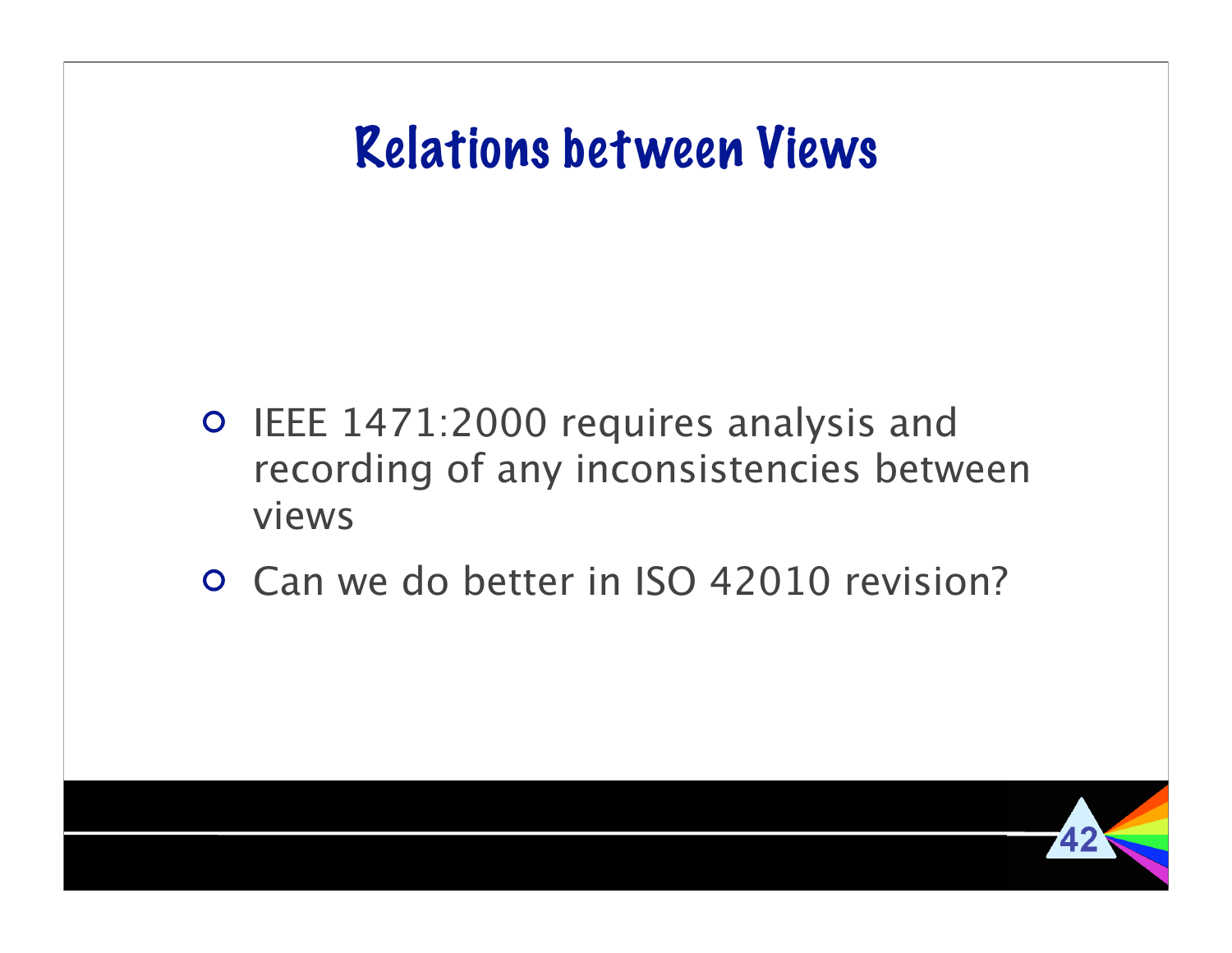# Relations between Views

- IEEE 1471:2000 requires analysis and recording of any inconsistencies between views
- Can we do better in ISO 42010 revision?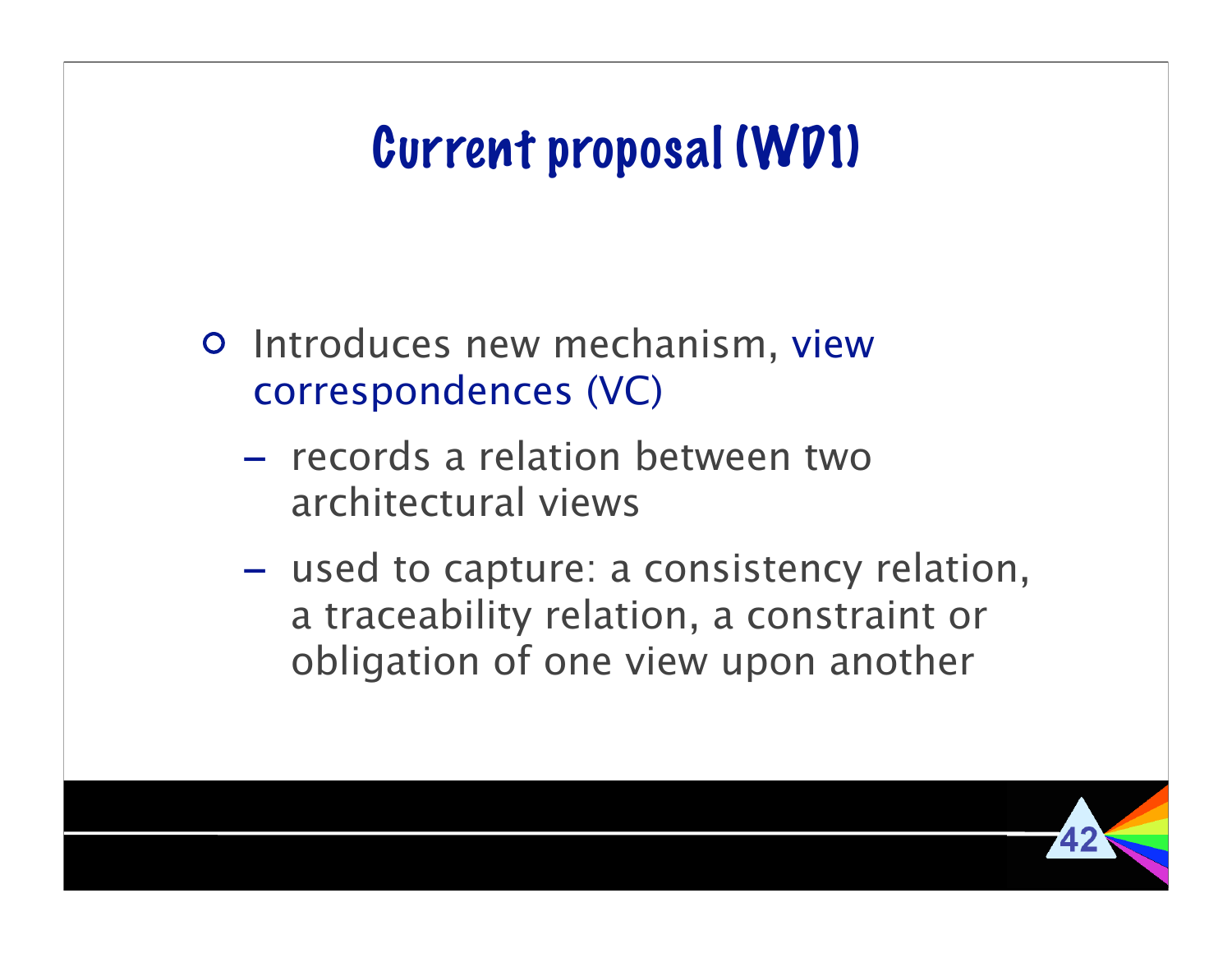# Current proposal (WD1)

- Introduces new mechanism, view correspondences (VC)
  - records a relation between two architectural views
  - used to capture: a consistency relation, a traceability relation, a constraint or obligation of one view upon another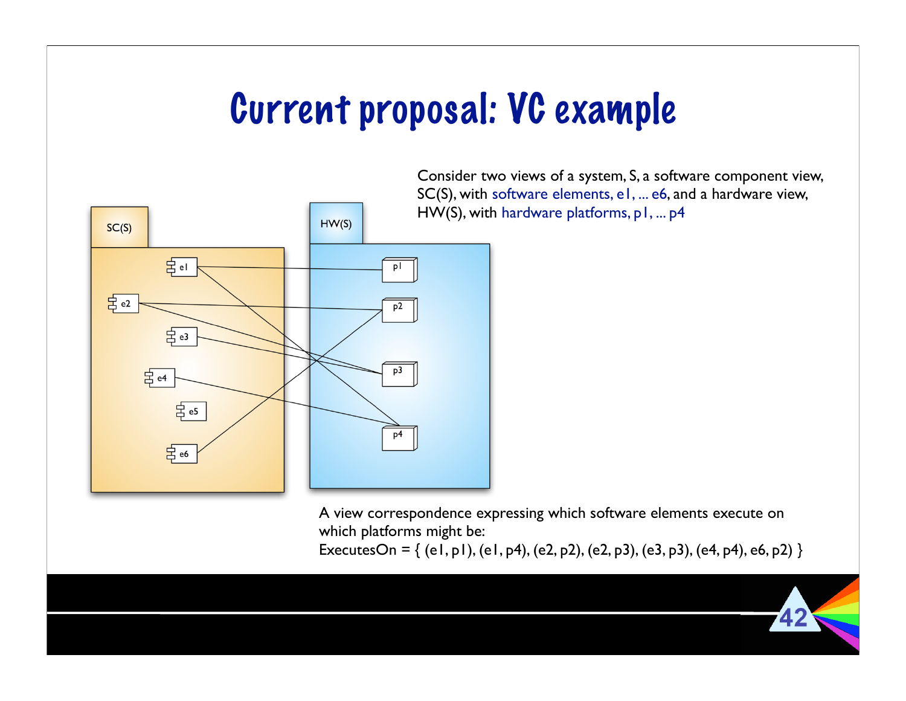# Current proposal: VC example

Consider two views of a system, S, a software component view, SC(S), with software elements, e1, ... e6, and a hardware view, HW(S), with hardware platforms, p1, ... p4

SC(S)

e1

e2

e3

e4

e5

e6

HW(S)

p1

p2

p3

p4

A view correspondence expressing which software elements execute on which platforms might be:

ExecutesOn = { (e1, p1), (e1, p4), (e2, p2), (e2, p3), (e3, p3), (e4, p4), e6, p2) }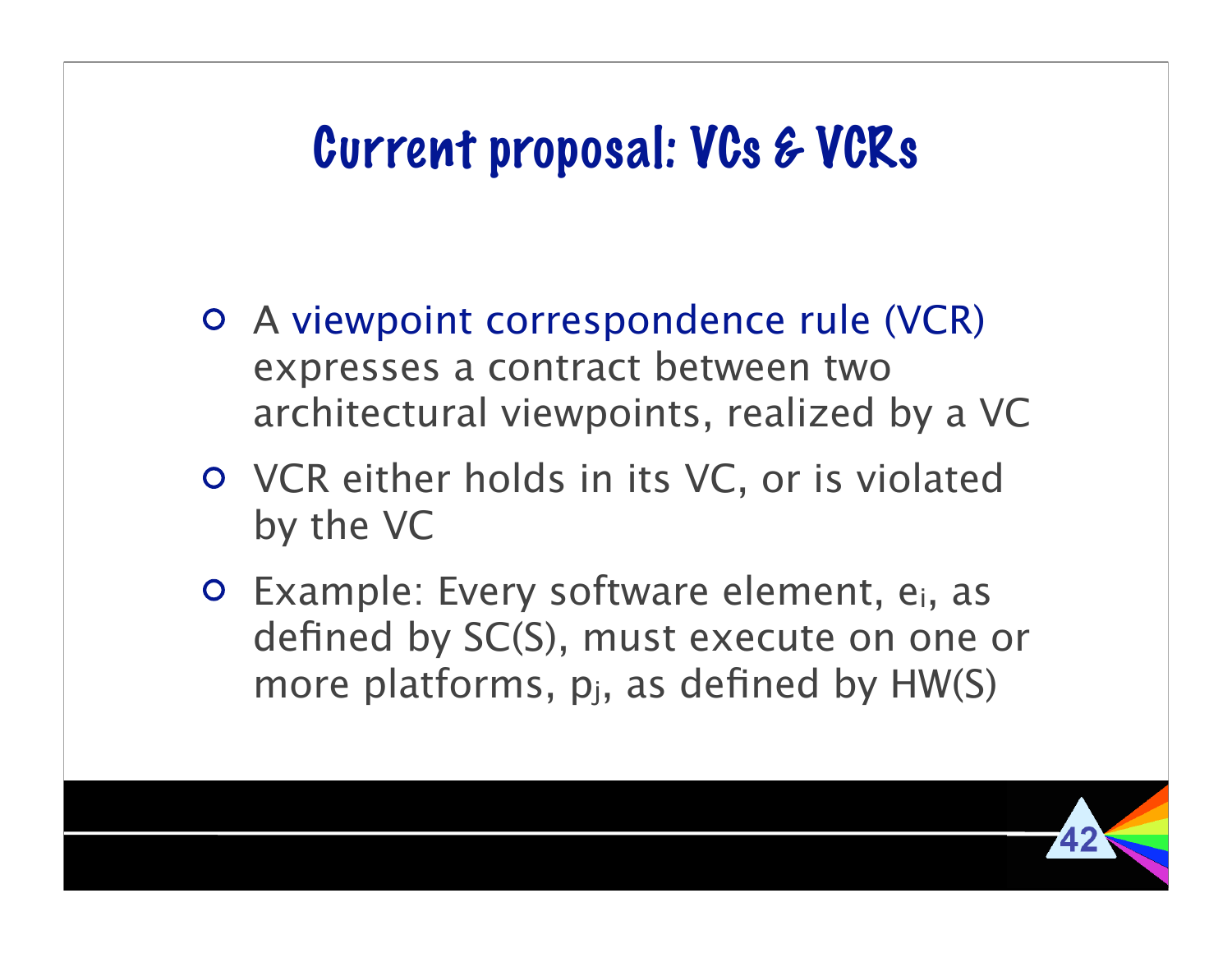# Current proposal: VCs & VCRs

- A viewpoint correspondence rule (VCR) expresses a contract between two architectural viewpoints, realized by a VC
- VCR either holds in its VC, or is violated by the VC
- Example: Every software element, $e_i$, as defined by SC(S), must execute on one or more platforms, $p_j$, as defined by HW(S)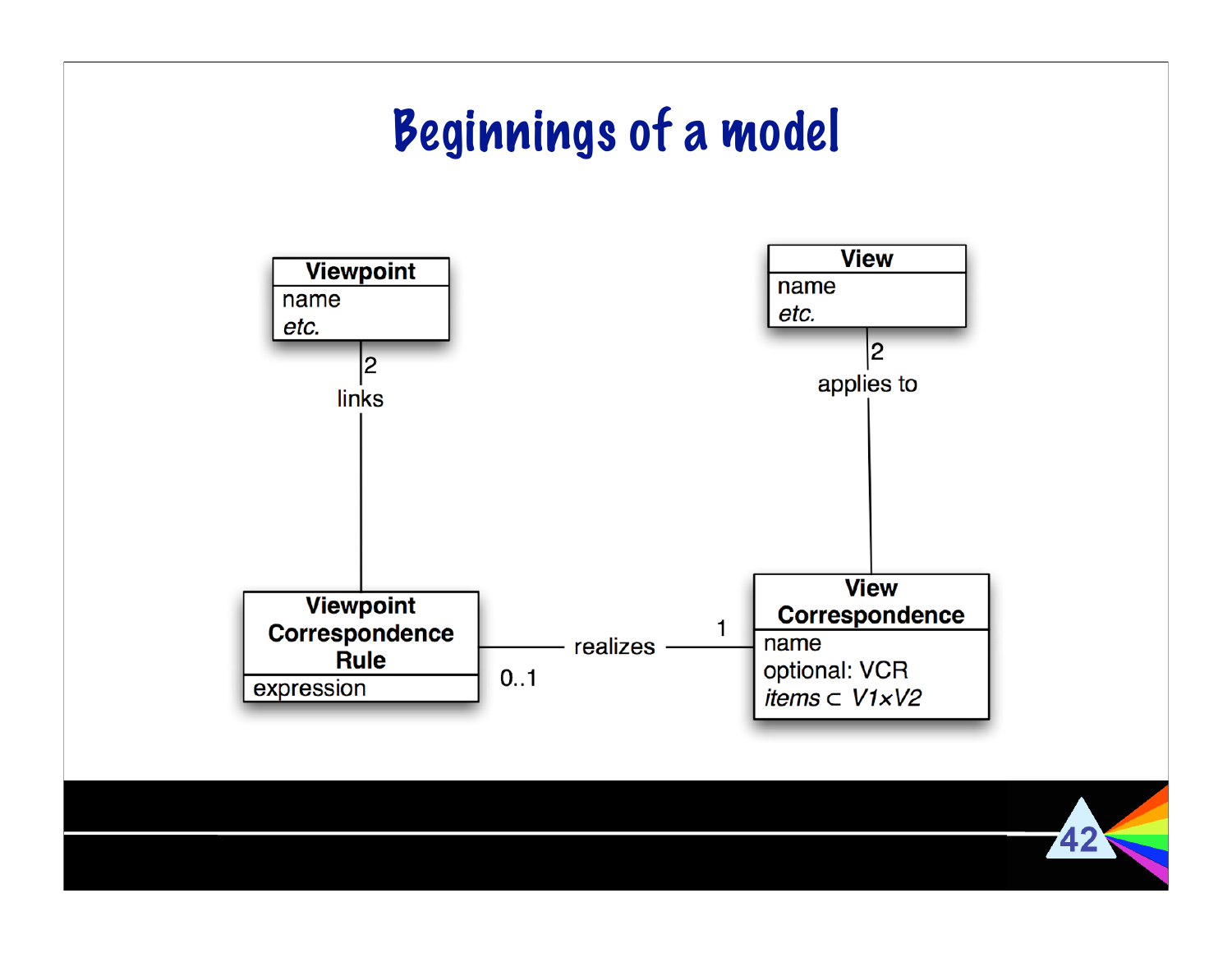# Beginnings of a model

Viewpoint
name
*etc.*

2
links

View
name
*etc.*

2
applies to

Viewpoint Correspondence Rule
expression

0..1

realizes

1

View Correspondence
name
optional: VCR
*items* ⊂ *V1×V2*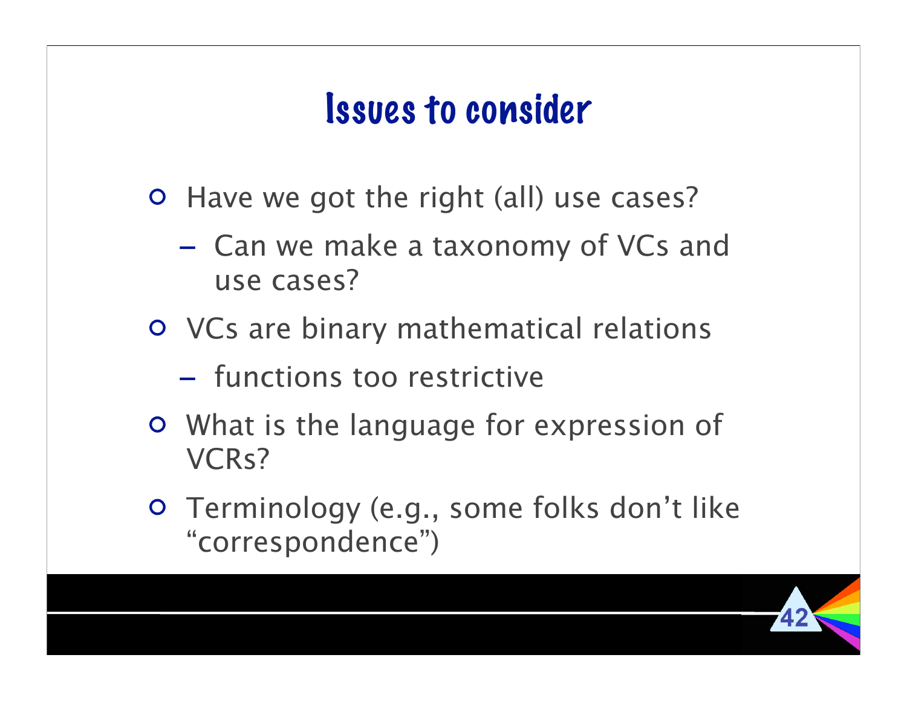# Issues to consider

- Have we got the right (all) use cases?
  - Can we make a taxonomy of VCs and use cases?
- VCs are binary mathematical relations
  - functions too restrictive
- What is the language for expression of VCRs?
- Terminology (e.g., some folks don't like "correspondence")